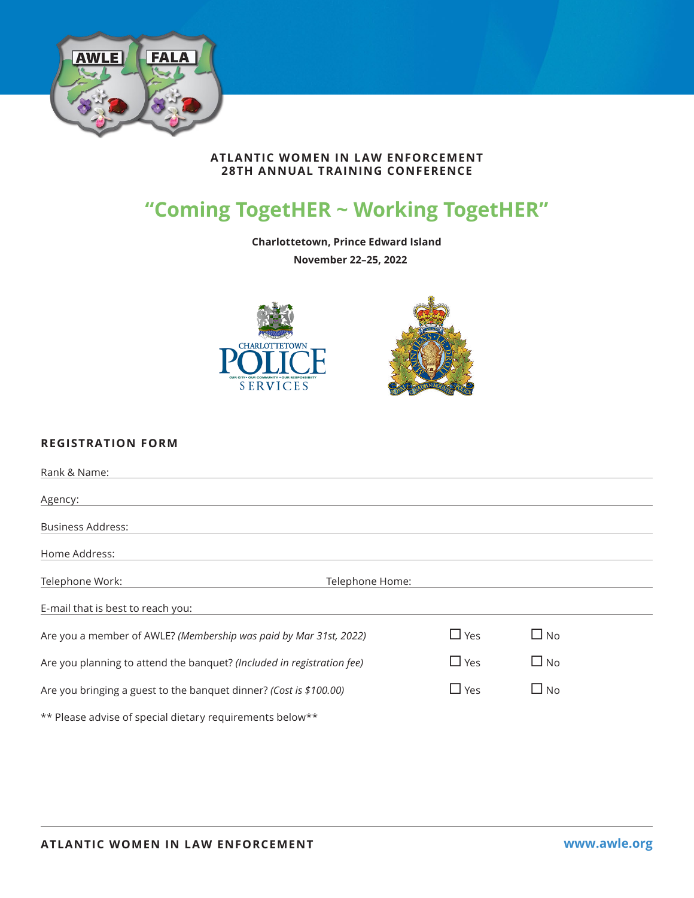**ATLANTIC WOMEN IN LAW ENFORCEMENT**
**28TH ANNUAL TRAINING CONFERENCE**

# "Coming TogetHER ~ Working TogetHER"

**Charlottetown, Prince Edward Island**

**November 22–25, 2022**

## REGISTRATION FORM

Rank & Name: ______________________________

Agency: ______________________________

Business Address: ______________________________

Home Address: ______________________________

Telephone Work: ______________ Telephone Home: ______________

E-mail that is best to reach you: ______________________________

Are you a member of AWLE? *(Membership was paid by Mar 31st, 2022)* ☐ Yes ☐ No

Are you planning to attend the banquet? *(Included in registration fee)* ☐ Yes ☐ No

Are you bringing a guest to the banquet dinner? *(Cost is $100.00)* ☐ Yes ☐ No

** Please advise of special dietary requirements below**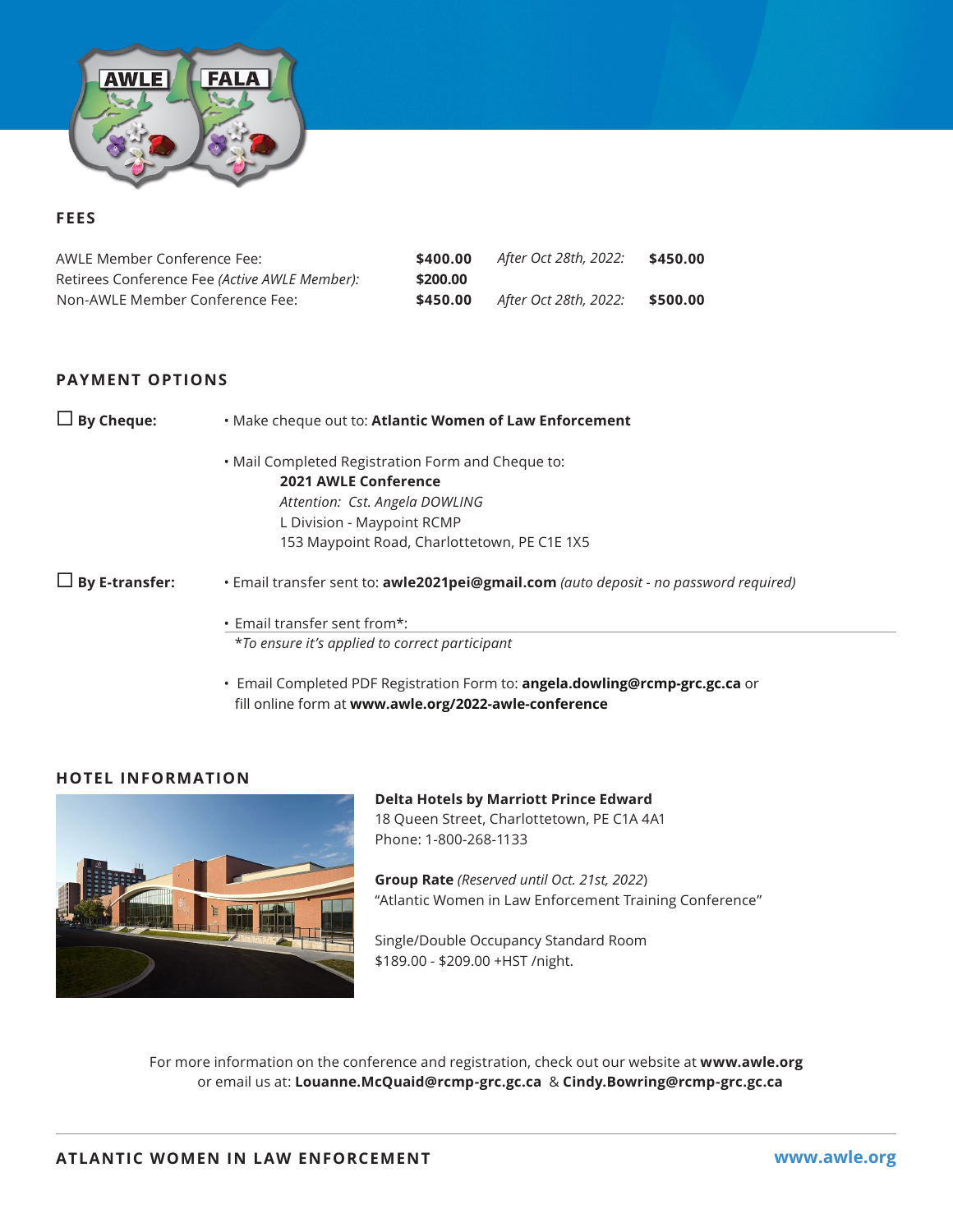## FEES

| | | | |
|---|---|---|---|
| AWLE Member Conference Fee: | **$400.00** | *After Oct 28th, 2022:* | **$450.00** |
| Retirees Conference Fee *(Active AWLE Member):* | **$200.00** | | |
| Non-AWLE Member Conference Fee: | **$450.00** | *After Oct 28th, 2022:* | **$500.00** |

## PAYMENT OPTIONS

☐ **By Cheque:**

- Make cheque out to: **Atlantic Women of Law Enforcement**
- Mail Completed Registration Form and Cheque to:
  **2021 AWLE Conference**
  *Attention: Cst. Angela DOWLING*
  L Division - Maypoint RCMP
  153 Maypoint Road, Charlottetown, PE C1E 1X5

☐ **By E-transfer:**

- Email transfer sent to: **awle2021pei@gmail.com** *(auto deposit - no password required)*
- Email transfer sent from*: ______________________
  **To ensure it's applied to correct participant*
- Email Completed PDF Registration Form to: **angela.dowling@rcmp-grc.gc.ca** or fill online form at **www.awle.org/2022-awle-conference**

## HOTEL INFORMATION

**Delta Hotels by Marriott Prince Edward**
18 Queen Street, Charlottetown, PE C1A 4A1
Phone: 1-800-268-1133

**Group Rate** *(Reserved until Oct. 21st, 2022)*
"Atlantic Women in Law Enforcement Training Conference"

Single/Double Occupancy Standard Room
$189.00 - $209.00 +HST /night.

For more information on the conference and registration, check out our website at **www.awle.org** or email us at: **Louanne.McQuaid@rcmp-grc.gc.ca** & **Cindy.Bowring@rcmp-grc.gc.ca**